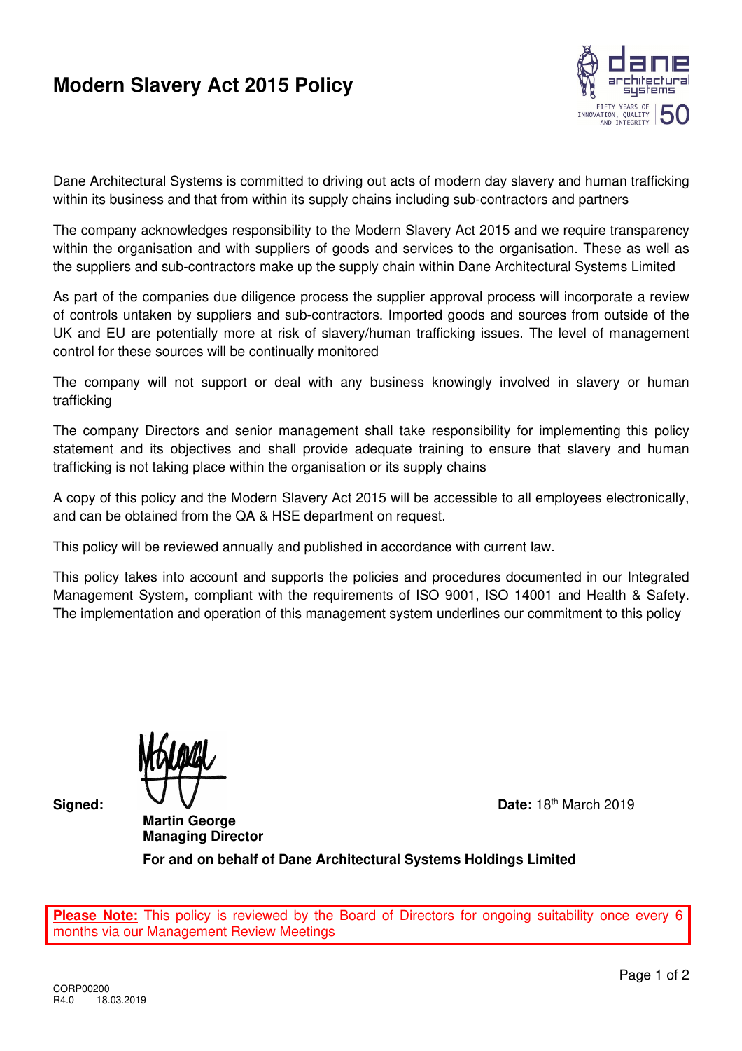# Modern Slavery Act 2015 Policy

Dane Architectural Systems is committed to driving out acts of modern day slavery and human trafficking within its business and that from within its supply chains including sub-contractors and partners

The company acknowledges responsibility to the Modern Slavery Act 2015 and we require transparency within the organisation and with suppliers of goods and services to the organisation. These as well as the suppliers and sub-contractors make up the supply chain within Dane Architectural Systems Limited

As part of the companies due diligence process the supplier approval process will incorporate a review of controls untaken by suppliers and sub-contractors. Imported goods and sources from outside of the UK and EU are potentially more at risk of slavery/human trafficking issues. The level of management control for these sources will be continually monitored

The company will not support or deal with any business knowingly involved in slavery or human trafficking

The company Directors and senior management shall take responsibility for implementing this policy statement and its objectives and shall provide adequate training to ensure that slavery and human trafficking is not taking place within the organisation or its supply chains

A copy of this policy and the Modern Slavery Act 2015 will be accessible to all employees electronically, and can be obtained from the QA & HSE department on request.

This policy will be reviewed annually and published in accordance with current law.

This policy takes into account and supports the policies and procedures documented in our Integrated Management System, compliant with the requirements of ISO 9001, ISO 14001 and Health & Safety. The implementation and operation of this management system underlines our commitment to this policy

**Signed:**

**Martin George**
**Managing Director**

**Date:** 18th March 2019

**For and on behalf of Dane Architectural Systems Holdings Limited**

**Please Note:** This policy is reviewed by the Board of Directors for ongoing suitability once every 6 months via our Management Review Meetings

CORP00200
R4.0 18.03.2019